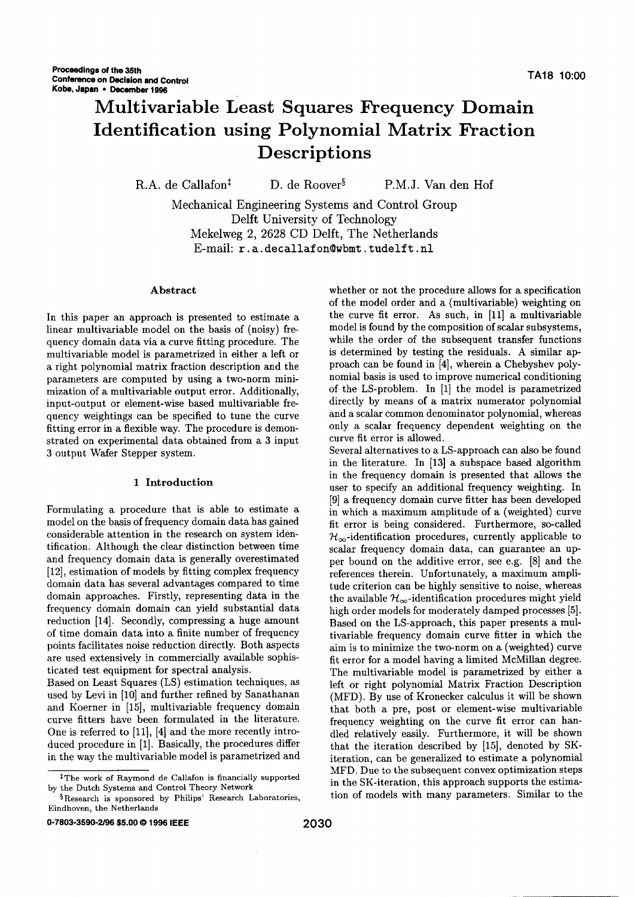# Multivariable Least Squares Frequency Domain Identification using Polynomial Matrix Fraction Descriptions

R.A. de Callafon[‡] D. de Roover[§] P.M.J. Van den Hof

Mechanical Engineering Systems and Control Group
Delft University of Technology
Mekelweg 2, 2628 CD Delft, The Netherlands
E-mail: r.a.decallafon@wbmt.tudelft.nl

## Abstract

In this paper an approach is presented to estimate a linear multivariable model on the basis of (noisy) frequency domain data via a curve fitting procedure. The multivariable model is parametrized in either a left or a right polynomial matrix fraction description and the parameters are computed by using a two-norm minimization of a multivariable output error. Additionally, input-output or element-wise based multivariable frequency weightings can be specified to tune the curve fitting error in a flexible way. The procedure is demonstrated on experimental data obtained from a 3 input 3 output Wafer Stepper system.

## 1 Introduction

Formulating a procedure that is able to estimate a model on the basis of frequency domain data has gained considerable attention in the research on system identification. Although the clear distinction between time and frequency domain data is generally overestimated [12], estimation of models by fitting complex frequency domain data has several advantages compared to time domain approaches. Firstly, representing data in the frequency domain can yield substantial data reduction [14]. Secondly, compressing a huge amount of time domain data into a finite number of frequency points facilitates noise reduction directly. Both aspects are used extensively in commercially available sophisticated test equipment for spectral analysis.

Based on Least Squares (LS) estimation techniques, as used by Levi in [10] and further refined by Sanathanan and Koerner in [15], multivariable frequency domain curve fitters have been formulated in the literature. One is referred to [11], [4] and the more recently introduced procedure in [1]. Basically, the procedures differ in the way the multivariable model is parametrized and whether or not the procedure allows for a specification of the model order and a (multivariable) weighting on the curve fit error. As such, in [11] a multivariable model is found by the composition of scalar subsystems, while the order of the subsequent transfer functions is determined by testing the residuals. A similar approach can be found in [4], wherein a Chebyshev polynomial basis is used to improve numerical conditioning of the LS-problem. In [1] the model is parametrized directly by means of a matrix numerator polynomial and a scalar common denominator polynomial, whereas only a scalar frequency dependent weighting on the curve fit error is allowed.

Several alternatives to a LS-approach can also be found in the literature. In [13] a subspace based algorithm in the frequency domain is presented that allows the user to specify an additional frequency weighting. In [9] a frequency domain curve fitter has been developed in which a maximum amplitude of a (weighted) curve fit error is being considered. Furthermore, so-called $\mathcal{H}_\infty$-identification procedures, currently applicable to scalar frequency domain data, can guarantee an upper bound on the additive error, see e.g. [8] and the references therein. Unfortunately, a maximum amplitude criterion can be highly sensitive to noise, whereas the available $\mathcal{H}_\infty$-identification procedures might yield high order models for moderately damped processes [5]. Based on the LS-approach, this paper presents a multivariable frequency domain curve fitter in which the aim is to minimize the two-norm on a (weighted) curve fit error for a model having a limited McMillan degree. The multivariable model is parametrized by either a left or right polynomial Matrix Fraction Description (MFD). By use of Kronecker calculus it will be shown that both a pre, post or element-wise multivariable frequency weighting on the curve fit error can handled relatively easily. Furthermore, it will be shown that the iteration described by [15], denoted by SK-iteration, can be generalized to estimate a polynomial MFD. Due to the subsequent convex optimization steps in the SK-iteration, this approach supports the estimation of models with many parameters. Similar to the

[‡]The work of Raymond de Callafon is financially supported by the Dutch Systems and Control Theory Network

[§]Research is sponsored by Philips' Research Laboratories, Eindhoven, the Netherlands

0-7803-3590-2/96 $5.00 © 1996 IEEE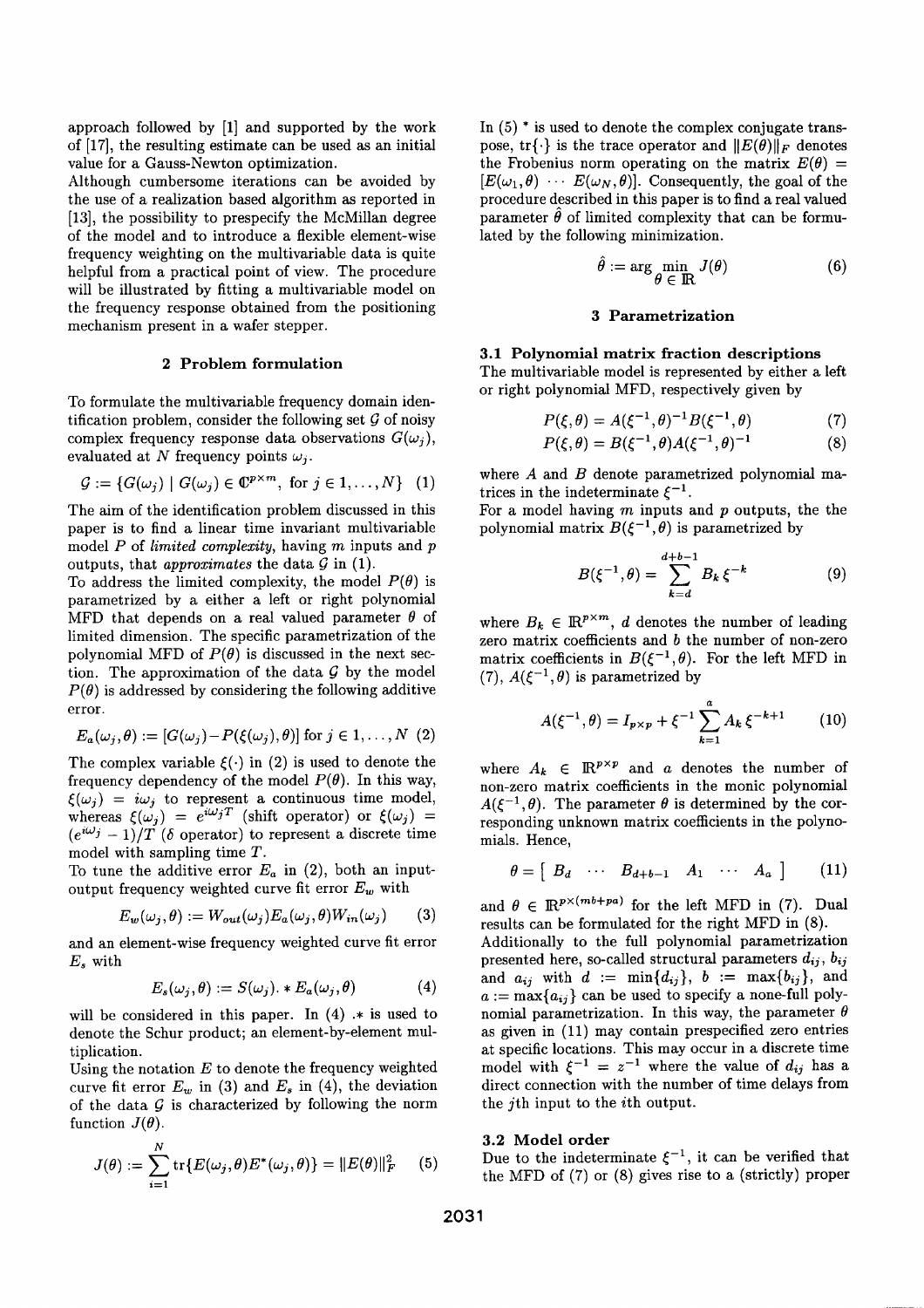approach followed by [1] and supported by the work of [17], the resulting estimate can be used as an initial value for a Gauss-Newton optimization.

Although cumbersome iterations can be avoided by the use of a realization based algorithm as reported in [13], the possibility to prespecify the McMillan degree of the model and to introduce a flexible element-wise frequency weighting on the multivariable data is quite helpful from a practical point of view. The procedure will be illustrated by fitting a multivariable model on the frequency response obtained from the positioning mechanism present in a wafer stepper.

## 2 Problem formulation

To formulate the multivariable frequency domain identification problem, consider the following set $\mathcal{G}$ of noisy complex frequency response data observations $G(\omega_j)$, evaluated at $N$ frequency points $\omega_j$.

$$\mathcal{G} := \{G(\omega_j) \mid G(\omega_j) \in \mathbb{C}^{p \times m}, \text{ for } j \in 1, \ldots, N\} \quad (1)$$

The aim of the identification problem discussed in this paper is to find a linear time invariant multivariable model $P$ of *limited complexity*, having $m$ inputs and $p$ outputs, that *approximates* the data $\mathcal{G}$ in (1).

To address the limited complexity, the model $P(\theta)$ is parametrized by a either a left or right polynomial MFD that depends on a real valued parameter $\theta$ of limited dimension. The specific parametrization of the polynomial MFD of $P(\theta)$ is discussed in the next section. The approximation of the data $\mathcal{G}$ by the model $P(\theta)$ is addressed by considering the following additive error.

$$E_a(\omega_j, \theta) := [G(\omega_j) - P(\xi(\omega_j), \theta)] \text{ for } j \in 1, \ldots, N \quad (2)$$

The complex variable $\xi(\cdot)$ in (2) is used to denote the frequency dependency of the model $P(\theta)$. In this way, $\xi(\omega_j) = i\omega_j$ to represent a continuous time model, whereas $\xi(\omega_j) = e^{i\omega_j T}$ (shift operator) or $\xi(\omega_j) = (e^{i\omega_j} - 1)/T$ ($\delta$ operator) to represent a discrete time model with sampling time $T$.

To tune the additive error $E_a$ in (2), both an input-output frequency weighted curve fit error $E_w$ with

$$E_w(\omega_j, \theta) := W_{out}(\omega_j) E_a(\omega_j, \theta) W_{in}(\omega_j) \quad (3)$$

and an element-wise frequency weighted curve fit error $E_s$ with

$$E_s(\omega_j, \theta) := S(\omega_j) .* E_a(\omega_j, \theta) \quad (4)$$

will be considered in this paper. In (4) $.*$ is used to denote the Schur product; an element-by-element multiplication.

Using the notation $E$ to denote the frequency weighted curve fit error $E_w$ in (3) and $E_s$ in (4), the deviation of the data $\mathcal{G}$ is characterized by following the norm function $J(\theta)$.

$$J(\theta) := \sum_{i=1}^{N} \mathrm{tr}\{E(\omega_j, \theta) E^*(\omega_j, \theta)\} = \|E(\theta)\|_F^2 \quad (5)$$

In (5) $^*$ is used to denote the complex conjugate transpose, $\mathrm{tr}\{\cdot\}$ is the trace operator and $\|E(\theta)\|_F$ denotes the Frobenius norm operating on the matrix $E(\theta) = [E(\omega_1, \theta) \ \cdots \ E(\omega_N, \theta)]$. Consequently, the goal of the procedure described in this paper is to find a real valued parameter $\hat{\theta}$ of limited complexity that can be formulated by the following minimization.

$$\hat{\theta} := \arg \min_{\theta \in \mathbb{R}} J(\theta) \quad (6)$$

## 3 Parametrization

### 3.1 Polynomial matrix fraction descriptions

The multivariable model is represented by either a left or right polynomial MFD, respectively given by

$$P(\xi, \theta) = A(\xi^{-1}, \theta)^{-1} B(\xi^{-1}, \theta) \quad (7)$$

$$P(\xi, \theta) = B(\xi^{-1}, \theta) A(\xi^{-1}, \theta)^{-1} \quad (8)$$

where $A$ and $B$ denote parametrized polynomial matrices in the indeterminate $\xi^{-1}$.

For a model having $m$ inputs and $p$ outputs, the the polynomial matrix $B(\xi^{-1}, \theta)$ is parametrized by

$$B(\xi^{-1}, \theta) = \sum_{k=d}^{d+b-1} B_k \xi^{-k} \quad (9)$$

where $B_k \in \mathbb{R}^{p \times m}$, $d$ denotes the number of leading zero matrix coefficients and $b$ the number of non-zero matrix coefficients in $B(\xi^{-1}, \theta)$. For the left MFD in (7), $A(\xi^{-1}, \theta)$ is parametrized by

$$A(\xi^{-1}, \theta) = I_{p \times p} + \xi^{-1} \sum_{k=1}^{a} A_k \xi^{-k+1} \quad (10)$$

where $A_k \in \mathbb{R}^{p \times p}$ and $a$ denotes the number of non-zero matrix coefficients in the monic polynomial $A(\xi^{-1}, \theta)$. The parameter $\theta$ is determined by the corresponding unknown matrix coefficients in the polynomials. Hence,

$$\theta = [\ B_d \ \cdots \ B_{d+b-1} \ A_1 \ \cdots \ A_a \ ] \quad (11)$$

and $\theta \in \mathbb{R}^{p \times (mb + pa)}$ for the left MFD in (7). Dual results can be formulated for the right MFD in (8).

Additionally to the full polynomial parametrization presented here, so-called structural parameters $d_{ij}$, $b_{ij}$ and $a_{ij}$ with $d := \min\{d_{ij}\}$, $b := \max\{b_{ij}\}$, and $a := \max\{a_{ij}\}$ can be used to specify a none-full polynomial parametrization. In this way, the parameter $\theta$ as given in (11) may contain prespecified zero entries at specific locations. This may occur in a discrete time model with $\xi^{-1} = z^{-1}$ where the value of $d_{ij}$ has a direct connection with the number of time delays from the $j$th input to the $i$th output.

### 3.2 Model order

Due to the indeterminate $\xi^{-1}$, it can be verified that the MFD of (7) or (8) gives rise to a (strictly) proper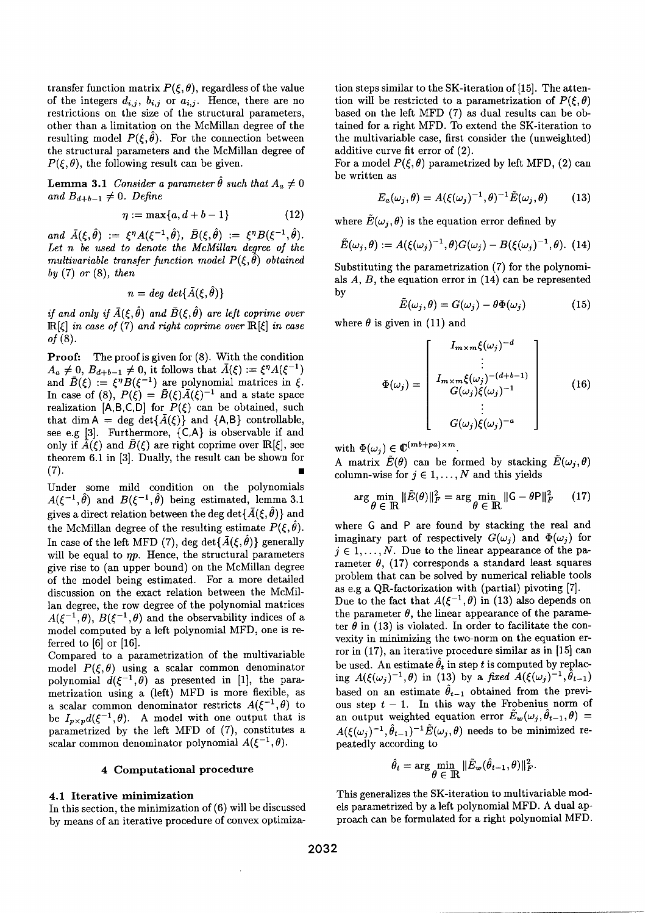transfer function matrix $P(\xi, \theta)$, regardless of the value of the integers $d_{i,j}$, $b_{i,j}$ or $a_{i,j}$. Hence, there are no restrictions on the size of the structural parameters, other than a limitation on the McMillan degree of the resulting model $P(\xi, \hat{\theta})$. For the connection between the structural parameters and the McMillan degree of $P(\xi, \theta)$, the following result can be given.

**Lemma 3.1** *Consider a parameter $\hat{\theta}$ such that $A_a \neq 0$ and $B_{d+b-1} \neq 0$. Define*

$$\eta := \max\{a, d + b - 1\} \tag{12}$$

*and $\bar{A}(\xi, \hat{\theta}) := \xi^\eta A(\xi^{-1}, \hat{\theta})$, $\bar{B}(\xi, \hat{\theta}) := \xi^\eta B(\xi^{-1}, \hat{\theta})$. Let $n$ be used to denote the McMillan degree of the multivariable transfer function model $P(\xi, \hat{\theta})$ obtained by (7) or (8), then*

$$n = \deg \det\{\bar{A}(\xi, \hat{\theta})\}$$

*if and only if $\bar{A}(\xi, \hat{\theta})$ and $\bar{B}(\xi, \hat{\theta})$ are left coprime over $\mathbb{R}[\xi]$ in case of (7) and right coprime over $\mathbb{R}[\xi]$ in case of (8).*

**Proof:** The proof is given for (8). With the condition $A_a \neq 0$, $B_{d+b-1} \neq 0$, it follows that $\bar{A}(\xi) := \xi^\eta A(\xi^{-1})$ and $\bar{B}(\xi) := \xi^\eta B(\xi^{-1})$ are polynomial matrices in $\xi$. In case of (8), $P(\xi) = \bar{B}(\xi)\bar{A}(\xi)^{-1}$ and a state space realization [A,B,C,D] for $P(\xi)$ can be obtained, such that $\dim \mathsf{A} = \deg \det\{\bar{A}(\xi)\}$ and {A,B} controllable, see e.g [3]. Furthermore, {C,A} is observable if and only if $\bar{A}(\xi)$ and $\bar{B}(\xi)$ are right coprime over $\mathbb{R}[\xi]$, see theorem 6.1 in [3]. Dually, the result can be shown for (7). ∎

Under some mild condition on the polynomials $A(\xi^{-1}, \hat{\theta})$ and $B(\xi^{-1}, \hat{\theta})$ being estimated, lemma 3.1 gives a direct relation between the $\deg \det\{\bar{A}(\xi, \hat{\theta})\}$ and the McMillan degree of the resulting estimate $P(\xi, \hat{\theta})$. In case of the left MFD (7), $\deg \det\{\bar{A}(\xi, \hat{\theta})\}$ generally will be equal to $\eta p$. Hence, the structural parameters give rise to (an upper bound) on the McMillan degree of the model being estimated. For a more detailed discussion on the exact relation between the McMillan degree, the row degree of the polynomial matrices $A(\xi^{-1}, \theta)$, $B(\xi^{-1}, \theta)$ and the observability indices of a model computed by a left polynomial MFD, one is referred to [6] or [16].

Compared to a parametrization of the multivariable model $P(\xi, \theta)$ using a scalar common denominator polynomial $d(\xi^{-1}, \theta)$ as presented in [1], the parametrization using a (left) MFD is more flexible, as a scalar common denominator restricts $A(\xi^{-1}, \theta)$ to be $I_{p \times p} d(\xi^{-1}, \theta)$. A model with one output that is parametrized by the left MFD of (7), constitutes a scalar common denominator polynomial $A(\xi^{-1}, \theta)$.

## 4 Computational procedure

### 4.1 Iterative minimization

In this section, the minimization of (6) will be discussed by means of an iterative procedure of convex optimization steps similar to the SK-iteration of [15]. The attention will be restricted to a parametrization of $P(\xi, \theta)$ based on the left MFD (7) as dual results can be obtained for a right MFD. To extend the SK-iteration to the multivariable case, first consider the (unweighted) additive curve fit error of (2).

For a model $P(\xi, \theta)$ parametrized by left MFD, (2) can be written as

$$E_a(\omega_j, \theta) = A(\xi(\omega_j)^{-1}, \theta)^{-1} \tilde{E}(\omega_j, \theta) \tag{13}$$

where $\tilde{E}(\omega_j, \theta)$ is the equation error defined by

$$\tilde{E}(\omega_j, \theta) := A(\xi(\omega_j)^{-1}, \theta) G(\omega_j) - B(\xi(\omega_j)^{-1}, \theta). \tag{14}$$

Substituting the parametrization (7) for the polynomials $A$, $B$, the equation error in (14) can be represented by

$$\tilde{E}(\omega_j, \theta) = G(\omega_j) - \theta \Phi(\omega_j) \tag{15}$$

where $\theta$ is given in (11) and

$$\Phi(\omega_j) = \begin{bmatrix} I_{m \times m} \xi(\omega_j)^{-d} \\ \vdots \\ I_{m \times m} \xi(\omega_j)^{-(d+b-1)} \\ G(\omega_j) \xi(\omega_j)^{-1} \\ \vdots \\ G(\omega_j) \xi(\omega_j)^{-a} \end{bmatrix} \tag{16}$$

with $\Phi(\omega_j) \in \mathbb{C}^{(mb+pa) \times m}$.

A matrix $\tilde{E}(\theta)$ can be formed by stacking $\tilde{E}(\omega_j, \theta)$ column-wise for $j \in 1, \ldots, N$ and this yields

$$\arg \min_{\theta \in \mathbb{R}} \|\tilde{E}(\theta)\|_F^2 = \arg \min_{\theta \in \mathbb{R}} \|\mathsf{G} - \theta \mathsf{P}\|_F^2 \tag{17}$$

where G and P are found by stacking the real and imaginary part of respectively $G(\omega_j)$ and $\Phi(\omega_j)$ for $j \in 1, \ldots, N$. Due to the linear appearance of the parameter $\theta$, (17) corresponds a standard least squares problem that can be solved by numerical reliable tools as e.g a QR-factorization with (partial) pivoting [7].

Due to the fact that $A(\xi^{-1}, \theta)$ in (13) also depends on the parameter $\theta$, the linear appearance of the parameter $\theta$ in (13) is violated. In order to facilitate the convexity in minimizing the two-norm on the equation error in (17), an iterative procedure similar as in [15] can be used. An estimate $\hat{\theta}_t$ in step $t$ is computed by replacing $A(\xi(\omega_j)^{-1}, \theta)$ in (13) by a *fixed* $A(\xi(\omega_j)^{-1}, \hat{\theta}_{t-1})$ based on an estimate $\hat{\theta}_{t-1}$ obtained from the previous step $t-1$. In this way the Frobenius norm of an output weighted equation error $\tilde{E}_w(\omega_j, \hat{\theta}_{t-1}, \theta) = A(\xi(\omega_j)^{-1}, \hat{\theta}_{t-1})^{-1} \tilde{E}(\omega_j, \theta)$ needs to be minimized repeatedly according to

$$\hat{\theta}_t = \arg \min_{\theta \in \mathbb{R}} \|\tilde{E}_w(\hat{\theta}_{t-1}, \theta)\|_F^2.$$

This generalizes the SK-iteration to multivariable models parametrized by a left polynomial MFD. A dual approach can be formulated for a right polynomial MFD.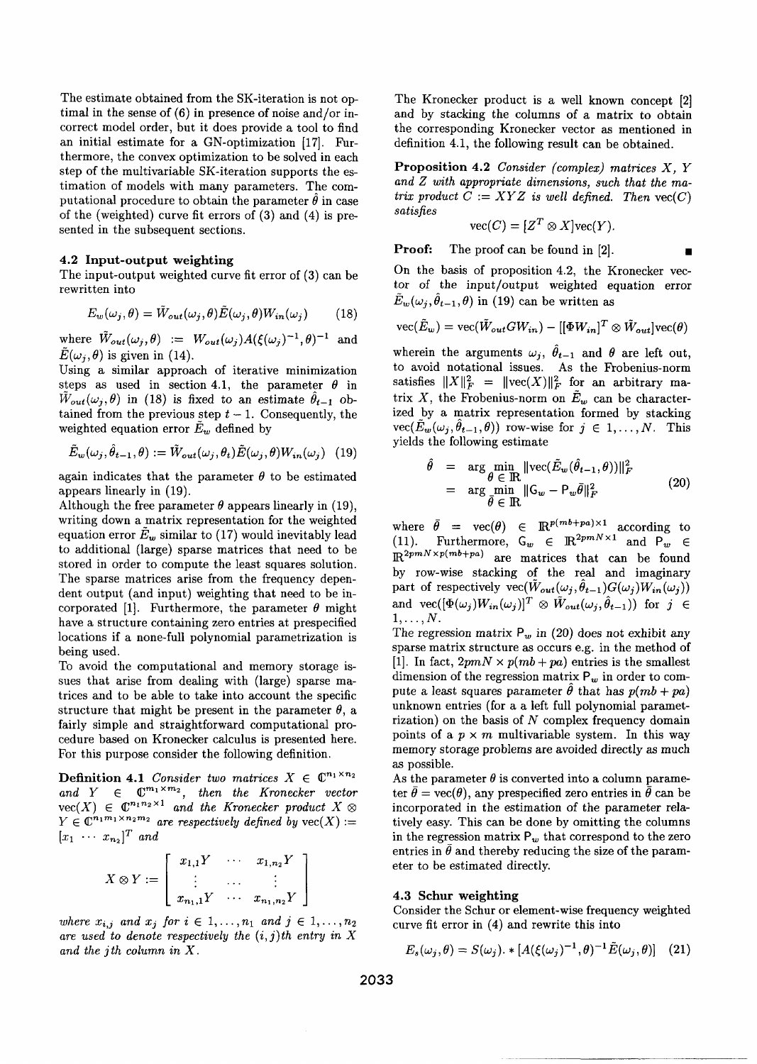The estimate obtained from the SK-iteration is not optimal in the sense of (6) in presence of noise and/or incorrect model order, but it does provide a tool to find an initial estimate for a GN-optimization [17]. Furthermore, the convex optimization to be solved in each step of the multivariable SK-iteration supports the estimation of models with many parameters. The computational procedure to obtain the parameter $\hat{\theta}$ in case of the (weighted) curve fit errors of (3) and (4) is presented in the subsequent sections.

### 4.2 Input-output weighting

The input-output weighted curve fit error of (3) can be rewritten into

$$E_w(\omega_j, \theta) = \tilde{W}_{out}(\omega_j, \theta)\tilde{E}(\omega_j, \theta)W_{in}(\omega_j) \quad (18)$$

where $\tilde{W}_{out}(\omega_j, \theta) := W_{out}(\omega_j)A(\xi(\omega_j)^{-1}, \theta)^{-1}$ and $\tilde{E}(\omega_j, \theta)$ is given in (14).

Using a similar approach of iterative minimization steps as used in section 4.1, the parameter $\theta$ in $\tilde{W}_{out}(\omega_j, \theta)$ in (18) is fixed to an estimate $\hat{\theta}_{t-1}$ obtained from the previous step $t-1$. Consequently, the weighted equation error $\tilde{E}_w$ defined by

$$\tilde{E}_w(\omega_j, \hat{\theta}_{t-1}, \theta) := \tilde{W}_{out}(\omega_j, \theta_t)\tilde{E}(\omega_j, \theta)W_{in}(\omega_j) \quad (19)$$

again indicates that the parameter $\theta$ to be estimated appears linearly in (19).

Although the free parameter $\theta$ appears linearly in (19), writing down a matrix representation for the weighted equation error $\tilde{E}_w$ similar to (17) would inevitably lead to additional (large) sparse matrices that need to be stored in order to compute the least squares solution. The sparse matrices arise from the frequency dependent output (and input) weighting that need to be incorporated [1]. Furthermore, the parameter $\theta$ might have a structure containing zero entries at prespecified locations if a none-full polynomial parametrization is being used.

To avoid the computational and memory storage issues that arise from dealing with (large) sparse matrices and to be able to take into account the specific structure that might be present in the parameter $\theta$, a fairly simple and straightforward computational procedure based on Kronecker calculus is presented here. For this purpose consider the following definition.

**Definition 4.1** *Consider two matrices $X \in \mathbb{C}^{n_1 \times n_2}$ and $Y \in \mathbb{C}^{m_1 \times m_2}$, then the Kronecker vector $\text{vec}(X) \in \mathbb{C}^{n_1 n_2 \times 1}$ and the Kronecker product $X \otimes Y \in \mathbb{C}^{n_1 m_1 \times n_2 m_2}$ are respectively defined by $\text{vec}(X) := [x_1 \cdots x_{n_2}]^T$ and*

$$X \otimes Y := \begin{bmatrix} x_{1,1}Y & \cdots & x_{1,n_2}Y \\ \vdots & \cdots & \vdots \\ x_{n_1,1}Y & \cdots & x_{n_1,n_2}Y \end{bmatrix}$$

*where $x_{i,j}$ and $x_j$ for $i \in 1, \ldots, n_1$ and $j \in 1, \ldots, n_2$ are used to denote respectively the $(i,j)$th entry in $X$ and the $j$th column in $X$.*

The Kronecker product is a well known concept [2] and by stacking the columns of a matrix to obtain the corresponding Kronecker vector as mentioned in definition 4.1, the following result can be obtained.

**Proposition 4.2** *Consider (complex) matrices $X$, $Y$ and $Z$ with appropriate dimensions, such that the matrix product $C := XYZ$ is well defined. Then $\text{vec}(C)$ satisfies*

$$\text{vec}(C) = [Z^T \otimes X]\text{vec}(Y).$$

**Proof:** The proof can be found in [2]. ∎

On the basis of proposition 4.2, the Kronecker vector of the input/output weighted equation error $\tilde{E}_w(\omega_j, \hat{\theta}_{t-1}, \theta)$ in (19) can be written as

$$\text{vec}(\tilde{E}_w) = \text{vec}(\tilde{W}_{out}GW_{in}) - [[\Phi W_{in}]^T \otimes \tilde{W}_{out}]\text{vec}(\theta)$$

wherein the arguments $\omega_j$, $\hat{\theta}_{t-1}$ and $\theta$ are left out, to avoid notational issues. As the Frobenius-norm satisfies $\|X\|_F^2 = \|\text{vec}(X)\|_F^2$ for an arbitrary matrix $X$, the Frobenius-norm on $\tilde{E}_w$ can be characterized by a matrix representation formed by stacking $\text{vec}(\tilde{E}_w(\omega_j, \hat{\theta}_{t-1}, \theta))$ row-wise for $j \in 1, \ldots, N$. This yields the following estimate

$$\begin{aligned} \hat{\theta} &= \arg\min_{\theta \in \mathbb{R}} \|\text{vec}(\tilde{E}_w(\hat{\theta}_{t-1}, \theta))\|_F^2 \\ &= \arg\min_{\bar{\theta} \in \mathbb{R}} \|\mathsf{G}_w - \mathsf{P}_w\bar{\theta}\|_F^2 \end{aligned} \quad (20)$$

where $\bar{\theta} = \text{vec}(\theta) \in \mathbb{R}^{p(mb+pa) \times 1}$ according to (11). Furthermore, $\mathsf{G}_w \in \mathbb{R}^{2pmN \times 1}$ and $\mathsf{P}_w \in \mathbb{R}^{2pmN \times p(mb+pa)}$ are matrices that can be found by row-wise stacking of the real and imaginary part of respectively $\text{vec}(\tilde{W}_{out}(\omega_j, \hat{\theta}_{t-1})G(\omega_j)W_{in}(\omega_j))$ and $\text{vec}([\Phi(\omega_j)W_{in}(\omega_j)]^T \otimes \tilde{W}_{out}(\omega_j, \hat{\theta}_{t-1}))$ for $j \in 1, \ldots, N$.

The regression matrix $\mathsf{P}_w$ in (20) does not exhibit any sparse matrix structure as occurs e.g. in the method of [1]. In fact, $2pmN \times p(mb+pa)$ entries is the smallest dimension of the regression matrix $\mathsf{P}_w$ in order to compute a least squares parameter $\hat{\theta}$ that has $p(mb+pa)$ unknown entries (for a a left full polynomial parametrization) on the basis of $N$ complex frequency domain points of a $p \times m$ multivariable system. In this way memory storage problems are avoided directly as much as possible.

As the parameter $\theta$ is converted into a column parameter $\bar{\theta} = \text{vec}(\theta)$, any prespecified zero entries in $\bar{\theta}$ can be incorporated in the estimation of the parameter relatively easy. This can be done by omitting the columns in the regression matrix $\mathsf{P}_w$ that correspond to the zero entries in $\bar{\theta}$ and thereby reducing the size of the parameter to be estimated directly.

### 4.3 Schur weighting

Consider the Schur or element-wise frequency weighted curve fit error in (4) and rewrite this into

$$E_s(\omega_j, \theta) = S(\omega_j). * [A(\xi(\omega_j)^{-1}, \theta)^{-1}\tilde{E}(\omega_j, \theta)] \quad (21)$$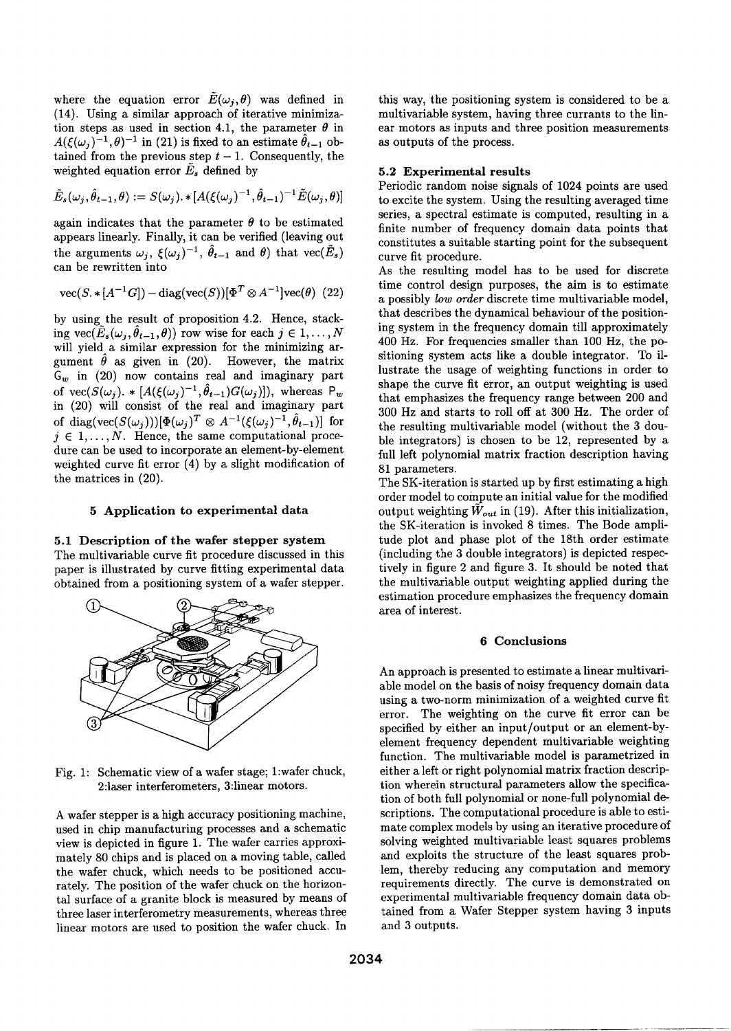where the equation error $\tilde{E}(\omega_j, \theta)$ was defined in (14). Using a similar approach of iterative minimization steps as used in section 4.1, the parameter $\theta$ in $A(\xi(\omega_j)^{-1}, \theta)^{-1}$ in (21) is fixed to an estimate $\hat{\theta}_{t-1}$ obtained from the previous step $t-1$. Consequently, the weighted equation error $\tilde{E}_s$ defined by

$$\tilde{E}_s(\omega_j, \hat{\theta}_{t-1}, \theta) := S(\omega_j). * [A(\xi(\omega_j)^{-1}, \hat{\theta}_{t-1})^{-1} \tilde{E}(\omega_j, \theta)]$$

again indicates that the parameter $\theta$ to be estimated appears linearly. Finally, it can be verified (leaving out the arguments $\omega_j$, $\xi(\omega_j)^{-1}$, $\hat{\theta}_{t-1}$ and $\theta$) that $\text{vec}(\tilde{E}_s)$ can be rewritten into

$$\text{vec}(S. * [A^{-1}G]) - \text{diag}(\text{vec}(S))[\Phi^T \otimes A^{-1}]\text{vec}(\theta) \quad (22)$$

by using the result of proposition 4.2. Hence, stacking $\text{vec}(\tilde{E}_s(\omega_j, \hat{\theta}_{t-1}, \theta))$ row wise for each $j \in 1, \ldots, N$ will yield a similar expression for the minimizing argument $\hat{\theta}$ as given in (20). However, the matrix $\mathsf{G}_w$ in (20) now contains real and imaginary part of $\text{vec}(S(\omega_j). * [A(\xi(\omega_j)^{-1}, \hat{\theta}_{t-1})G(\omega_j)])$, whereas $\mathsf{P}_w$ in (20) will consist of the real and imaginary part of $\text{diag}(\text{vec}(S(\omega_j)))[\Phi(\omega_j)^T \otimes A^{-1}(\xi(\omega_j)^{-1}, \hat{\theta}_{t-1})]$ for $j \in 1, \ldots, N$. Hence, the same computational procedure can be used to incorporate an element-by-element weighted curve fit error (4) by a slight modification of the matrices in (20).

## 5 Application to experimental data

### 5.1 Description of the wafer stepper system

The multivariable curve fit procedure discussed in this paper is illustrated by curve fitting experimental data obtained from a positioning system of a wafer stepper.

Fig. 1: Schematic view of a wafer stage; 1:wafer chuck, 2:laser interferometers, 3:linear motors.

A wafer stepper is a high accuracy positioning machine, used in chip manufacturing processes and a schematic view is depicted in figure 1. The wafer carries approximately 80 chips and is placed on a moving table, called the wafer chuck, which needs to be positioned accurately. The position of the wafer chuck on the horizontal surface of a granite block is measured by means of three laser interferometry measurements, whereas three linear motors are used to position the wafer chuck. In this way, the positioning system is considered to be a multivariable system, having three currants to the linear motors as inputs and three position measurements as outputs of the process.

### 5.2 Experimental results

Periodic random noise signals of 1024 points are used to excite the system. Using the resulting averaged time series, a spectral estimate is computed, resulting in a finite number of frequency domain data points that constitutes a suitable starting point for the subsequent curve fit procedure.

As the resulting model has to be used for discrete time control design purposes, the aim is to estimate a possibly *low order* discrete time multivariable model, that describes the dynamical behaviour of the positioning system in the frequency domain till approximately 400 Hz. For frequencies smaller than 100 Hz, the positioning system acts like a double integrator. To illustrate the usage of weighting functions in order to shape the curve fit error, an output weighting is used that emphasizes the frequency range between 200 and 300 Hz and starts to roll off at 300 Hz. The order of the resulting multivariable model (without the 3 double integrators) is chosen to be 12, represented by a full left polynomial matrix fraction description having 81 parameters.

The SK-iteration is started up by first estimating a high order model to compute an initial value for the modified output weighting $\tilde{W}_{out}$ in (19). After this initialization, the SK-iteration is invoked 8 times. The Bode amplitude plot and phase plot of the 18th order estimate (including the 3 double integrators) is depicted respectively in figure 2 and figure 3. It should be noted that the multivariable output weighting applied during the estimation procedure emphasizes the frequency domain area of interest.

## 6 Conclusions

An approach is presented to estimate a linear multivariable model on the basis of noisy frequency domain data using a two-norm minimization of a weighted curve fit error. The weighting on the curve fit error can be specified by either an input/output or an element-by-element frequency dependent multivariable weighting function. The multivariable model is parametrized in either a left or right polynomial matrix fraction description wherein structural parameters allow the specification of both full polynomial or none-full polynomial descriptions. The computational procedure is able to estimate complex models by using an iterative procedure of solving weighted multivariable least squares problems and exploits the structure of the least squares problem, thereby reducing any computation and memory requirements directly. The curve is demonstrated on experimental multivariable frequency domain data obtained from a Wafer Stepper system having 3 inputs and 3 outputs.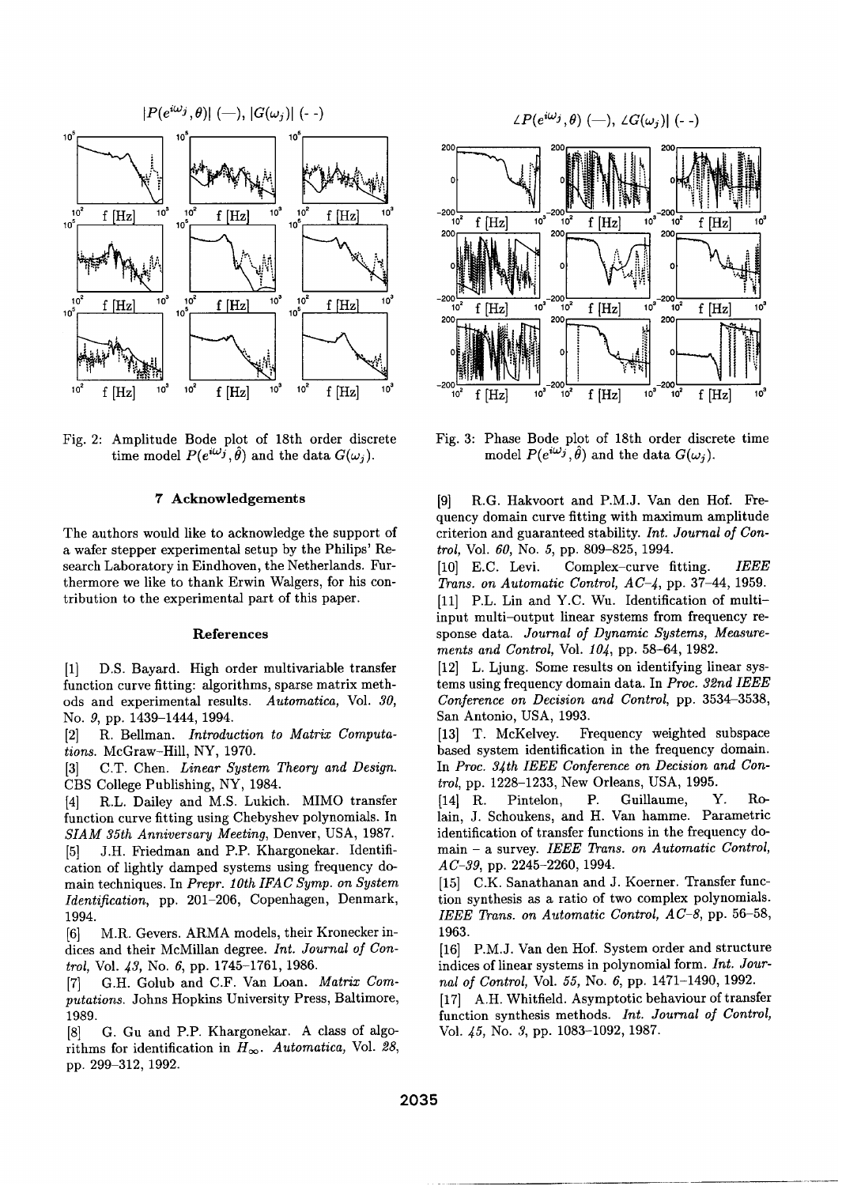$|P(e^{i\omega_j},\theta)|$ (—), $|G(\omega_j)|$ (- -)

f [Hz]

Fig. 2: Amplitude Bode plot of 18th order discrete time model $P(e^{i\omega_j},\hat{\theta})$ and the data $G(\omega_j)$.

$\angle P(e^{i\omega_j},\theta)$ (—), $\angle G(\omega_j)|$ (- -)

f [Hz]

Fig. 3: Phase Bode plot of 18th order discrete time model $P(e^{i\omega_j},\hat{\theta})$ and the data $G(\omega_j)$.

## 7 Acknowledgements

The authors would like to acknowledge the support of a wafer stepper experimental setup by the Philips' Research Laboratory in Eindhoven, the Netherlands. Furthermore we like to thank Erwin Walgers, for his contribution to the experimental part of this paper.

## References

[1] D.S. Bayard. High order multivariable transfer function curve fitting: algorithms, sparse matrix methods and experimental results. *Automatica*, Vol. *30*, No. *9*, pp. 1439–1444, 1994.

[2] R. Bellman. *Introduction to Matrix Computations*. McGraw-Hill, NY, 1970.

[3] C.T. Chen. *Linear System Theory and Design*. CBS College Publishing, NY, 1984.

[4] R.L. Dailey and M.S. Lukich. MIMO transfer function curve fitting using Chebyshev polynomials. In *SIAM 35th Anniversary Meeting*, Denver, USA, 1987.

[5] J.H. Friedman and P.P. Khargonekar. Identification of lightly damped systems using frequency domain techniques. In *Prepr. 10th IFAC Symp. on System Identification*, pp. 201–206, Copenhagen, Denmark, 1994.

[6] M.R. Gevers. ARMA models, their Kronecker indices and their McMillan degree. *Int. Journal of Control*, Vol. *43*, No. *6*, pp. 1745–1761, 1986.

[7] G.H. Golub and C.F. Van Loan. *Matrix Computations*. Johns Hopkins University Press, Baltimore, 1989.

[8] G. Gu and P.P. Khargonekar. A class of algorithms for identification in $H_\infty$. *Automatica*, Vol. *28*, pp. 299–312, 1992.

[9] R.G. Hakvoort and P.M.J. Van den Hof. Frequency domain curve fitting with maximum amplitude criterion and guaranteed stability. *Int. Journal of Control*, Vol. *60*, No. *5*, pp. 809–825, 1994.

[10] E.C. Levi. Complex-curve fitting. *IEEE Trans. on Automatic Control*, *AC-4*, pp. 37–44, 1959.

[11] P.L. Lin and Y.C. Wu. Identification of multi-input multi-output linear systems from frequency response data. *Journal of Dynamic Systems, Measurements and Control*, Vol. *104*, pp. 58–64, 1982.

[12] L. Ljung. Some results on identifying linear systems using frequency domain data. In *Proc. 32nd IEEE Conference on Decision and Control*, pp. 3534–3538, San Antonio, USA, 1993.

[13] T. McKelvey. Frequency weighted subspace based system identification in the frequency domain. In *Proc. 34th IEEE Conference on Decision and Control*, pp. 1228–1233, New Orleans, USA, 1995.

[14] R. Pintelon, P. Guillaume, Y. Rolain, J. Schoukens, and H. Van hamme. Parametric identification of transfer functions in the frequency domain – a survey. *IEEE Trans. on Automatic Control*, *AC-39*, pp. 2245–2260, 1994.

[15] C.K. Sanathanan and J. Koerner. Transfer function synthesis as a ratio of two complex polynomials. *IEEE Trans. on Automatic Control*, *AC-8*, pp. 56–58, 1963.

[16] P.M.J. Van den Hof. System order and structure indices of linear systems in polynomial form. *Int. Journal of Control*, Vol. *55*, No. *6*, pp. 1471–1490, 1992.

[17] A.H. Whitfield. Asymptotic behaviour of transfer function synthesis methods. *Int. Journal of Control*, Vol. *45*, No. *3*, pp. 1083–1092, 1987.